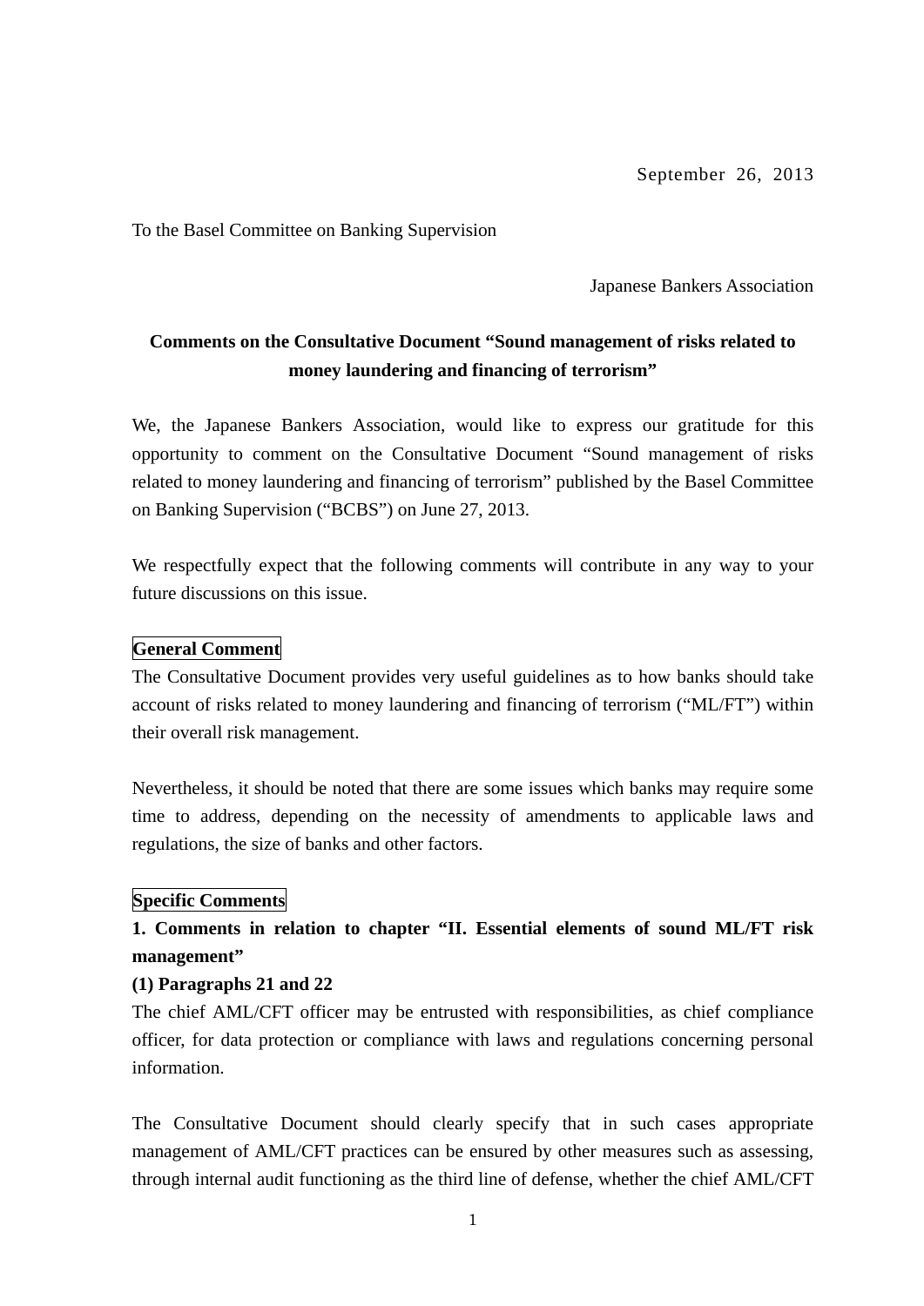September 26, 2013

To the Basel Committee on Banking Supervision

Japanese Bankers Association

**Comments on the Consultative Document "Sound management of risks related to money laundering and financing of terrorism"**

We, the Japanese Bankers Association, would like to express our gratitude for this opportunity to comment on the Consultative Document "Sound management of risks related to money laundering and financing of terrorism" published by the Basel Committee on Banking Supervision ("BCBS") on June 27, 2013.

We respectfully expect that the following comments will contribute in any way to your future discussions on this issue.

## General Comment

The Consultative Document provides very useful guidelines as to how banks should take account of risks related to money laundering and financing of terrorism ("ML/FT") within their overall risk management.

Nevertheless, it should be noted that there are some issues which banks may require some time to address, depending on the necessity of amendments to applicable laws and regulations, the size of banks and other factors.

## Specific Comments

### 1. Comments in relation to chapter "II. Essential elements of sound ML/FT risk management"

#### (1) Paragraphs 21 and 22

The chief AML/CFT officer may be entrusted with responsibilities, as chief compliance officer, for data protection or compliance with laws and regulations concerning personal information.

The Consultative Document should clearly specify that in such cases appropriate management of AML/CFT practices can be ensured by other measures such as assessing, through internal audit functioning as the third line of defense, whether the chief AML/CFT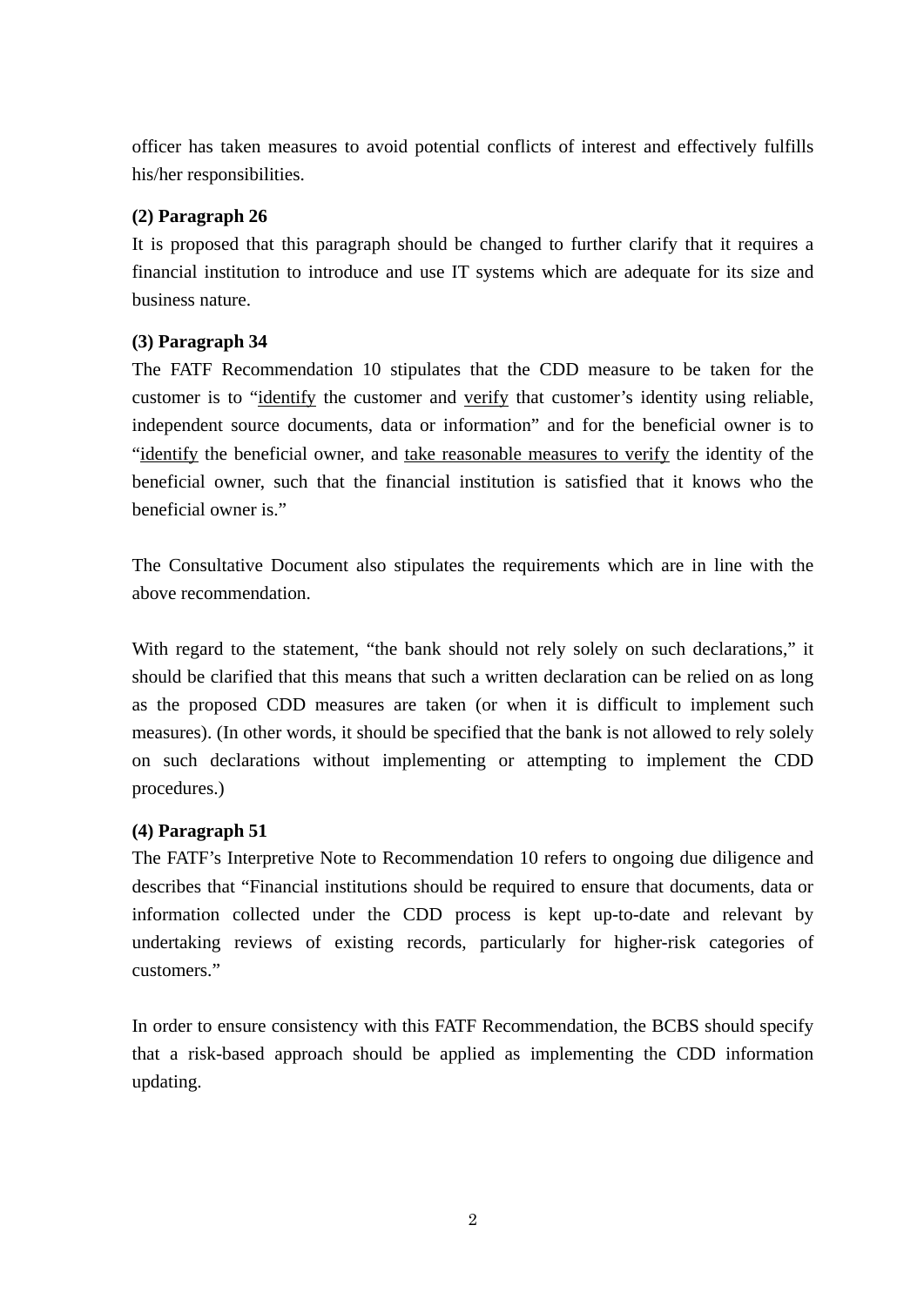officer has taken measures to avoid potential conflicts of interest and effectively fulfills his/her responsibilities.

**(2) Paragraph 26**

It is proposed that this paragraph should be changed to further clarify that it requires a financial institution to introduce and use IT systems which are adequate for its size and business nature.

**(3) Paragraph 34**

The FATF Recommendation 10 stipulates that the CDD measure to be taken for the customer is to "<u>identify</u> the customer and <u>verify</u> that customer's identity using reliable, independent source documents, data or information" and for the beneficial owner is to "<u>identify</u> the beneficial owner, and <u>take reasonable measures to verify</u> the identity of the beneficial owner, such that the financial institution is satisfied that it knows who the beneficial owner is."

The Consultative Document also stipulates the requirements which are in line with the above recommendation.

With regard to the statement, "the bank should not rely solely on such declarations," it should be clarified that this means that such a written declaration can be relied on as long as the proposed CDD measures are taken (or when it is difficult to implement such measures). (In other words, it should be specified that the bank is not allowed to rely solely on such declarations without implementing or attempting to implement the CDD procedures.)

**(4) Paragraph 51**

The FATF's Interpretive Note to Recommendation 10 refers to ongoing due diligence and describes that "Financial institutions should be required to ensure that documents, data or information collected under the CDD process is kept up-to-date and relevant by undertaking reviews of existing records, particularly for higher-risk categories of customers."

In order to ensure consistency with this FATF Recommendation, the BCBS should specify that a risk-based approach should be applied as implementing the CDD information updating.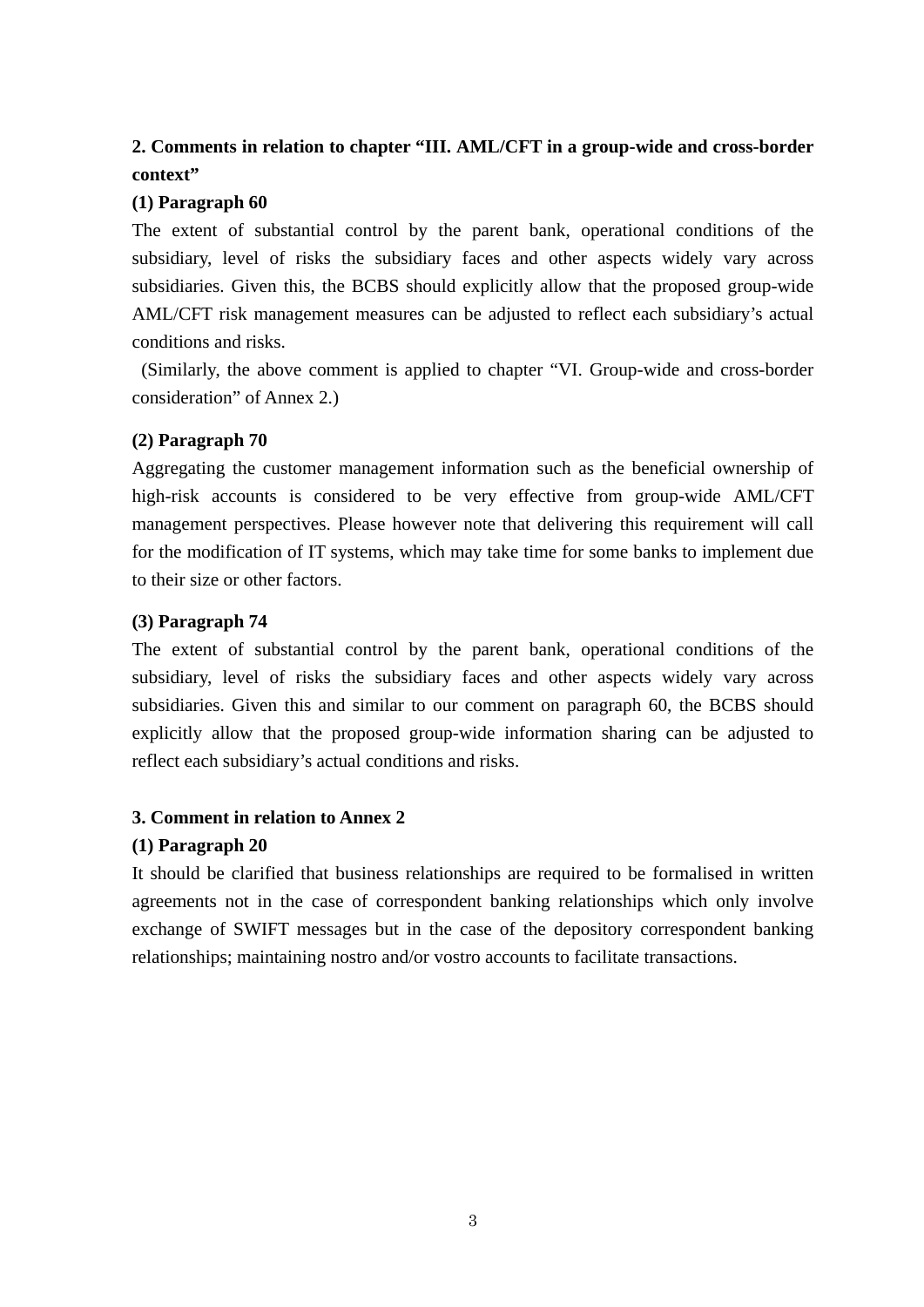## 2. Comments in relation to chapter "III. AML/CFT in a group-wide and cross-border context"

### (1) Paragraph 60

The extent of substantial control by the parent bank, operational conditions of the subsidiary, level of risks the subsidiary faces and other aspects widely vary across subsidiaries. Given this, the BCBS should explicitly allow that the proposed group-wide AML/CFT risk management measures can be adjusted to reflect each subsidiary's actual conditions and risks.

(Similarly, the above comment is applied to chapter "VI. Group-wide and cross-border consideration" of Annex 2.)

### (2) Paragraph 70

Aggregating the customer management information such as the beneficial ownership of high-risk accounts is considered to be very effective from group-wide AML/CFT management perspectives. Please however note that delivering this requirement will call for the modification of IT systems, which may take time for some banks to implement due to their size or other factors.

### (3) Paragraph 74

The extent of substantial control by the parent bank, operational conditions of the subsidiary, level of risks the subsidiary faces and other aspects widely vary across subsidiaries. Given this and similar to our comment on paragraph 60, the BCBS should explicitly allow that the proposed group-wide information sharing can be adjusted to reflect each subsidiary's actual conditions and risks.

## 3. Comment in relation to Annex 2

### (1) Paragraph 20

It should be clarified that business relationships are required to be formalised in written agreements not in the case of correspondent banking relationships which only involve exchange of SWIFT messages but in the case of the depository correspondent banking relationships; maintaining nostro and/or vostro accounts to facilitate transactions.